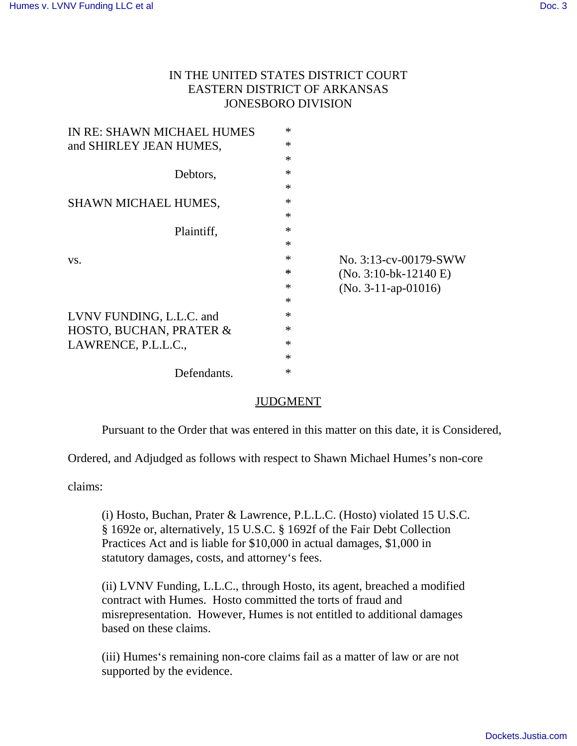IN THE UNITED STATES DISTRICT COURT
EASTERN DISTRICT OF ARKANSAS
JONESBORO DIVISION

| | | |
|---|---|---|
| IN RE: SHAWN MICHAEL HUMES and SHIRLEY JEAN HUMES, | * | |
| Debtors, | * | |
| SHAWN MICHAEL HUMES, | * | |
| Plaintiff, | * | |
| vs. | * | No. 3:13-cv-00179-SWW |
| | * | (No. 3:10-bk-12140 E) |
| | * | (No. 3-11-ap-01016) |
| LVNV FUNDING, L.L.C. and HOSTO, BUCHAN, PRATER & LAWRENCE, P.L.L.C., | * | |
| Defendants. | * | |

## JUDGMENT

Pursuant to the Order that was entered in this matter on this date, it is Considered, Ordered, and Adjudged as follows with respect to Shawn Michael Humes's non-core claims:

(i) Hosto, Buchan, Prater & Lawrence, P.L.L.C. (Hosto) violated 15 U.S.C. § 1692e or, alternatively, 15 U.S.C. § 1692f of the Fair Debt Collection Practices Act and is liable for $10,000 in actual damages, $1,000 in statutory damages, costs, and attorney's fees.

(ii) LVNV Funding, L.L.C., through Hosto, its agent, breached a modified contract with Humes. Hosto committed the torts of fraud and misrepresentation. However, Humes is not entitled to additional damages based on these claims.

(iii) Humes's remaining non-core claims fail as a matter of law or are not supported by the evidence.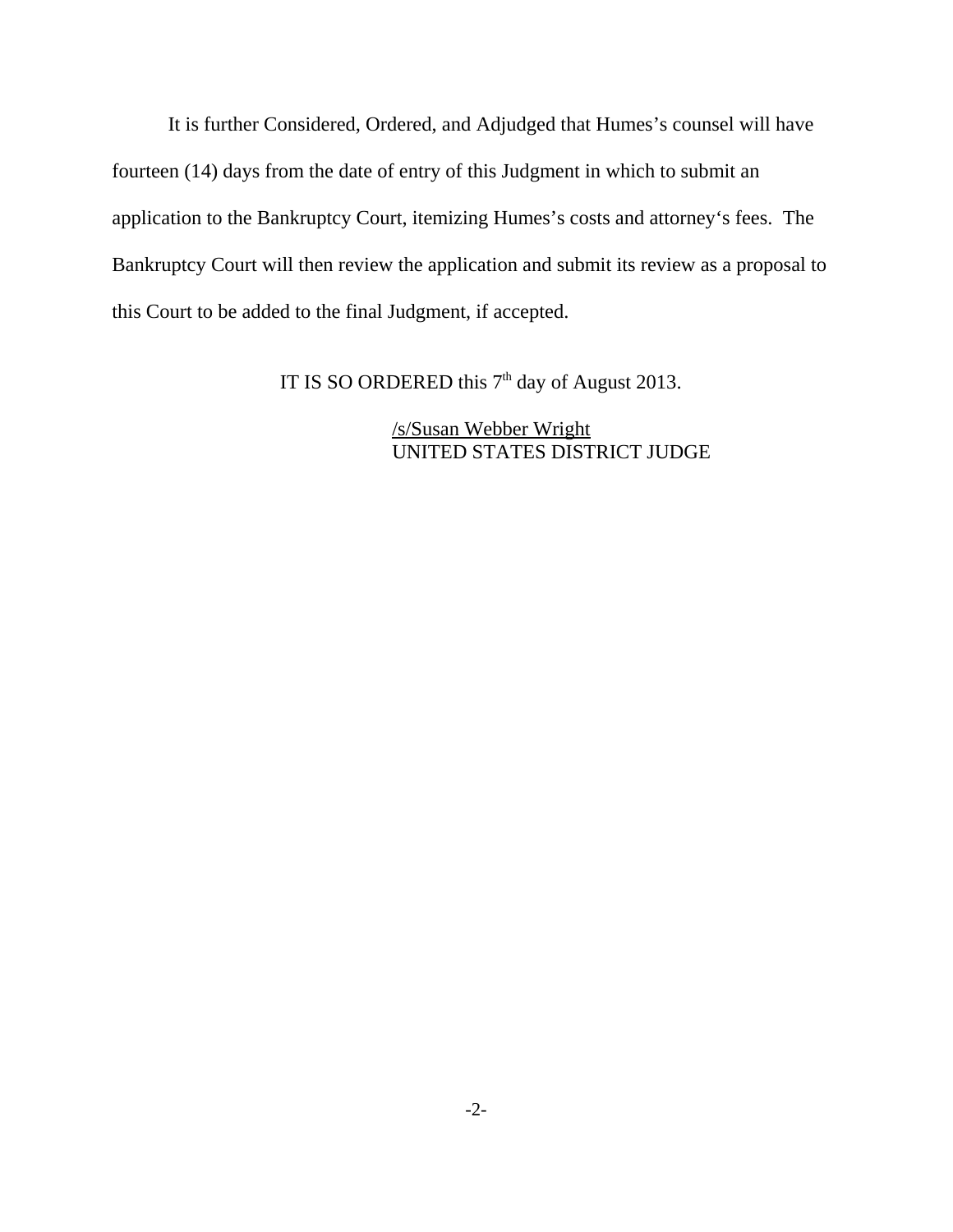It is further Considered, Ordered, and Adjudged that Humes's counsel will have fourteen (14) days from the date of entry of this Judgment in which to submit an application to the Bankruptcy Court, itemizing Humes's costs and attorney's fees. The Bankruptcy Court will then review the application and submit its review as a proposal to this Court to be added to the final Judgment, if accepted.

IT IS SO ORDERED this 7th day of August 2013.

/s/Susan Webber Wright
UNITED STATES DISTRICT JUDGE